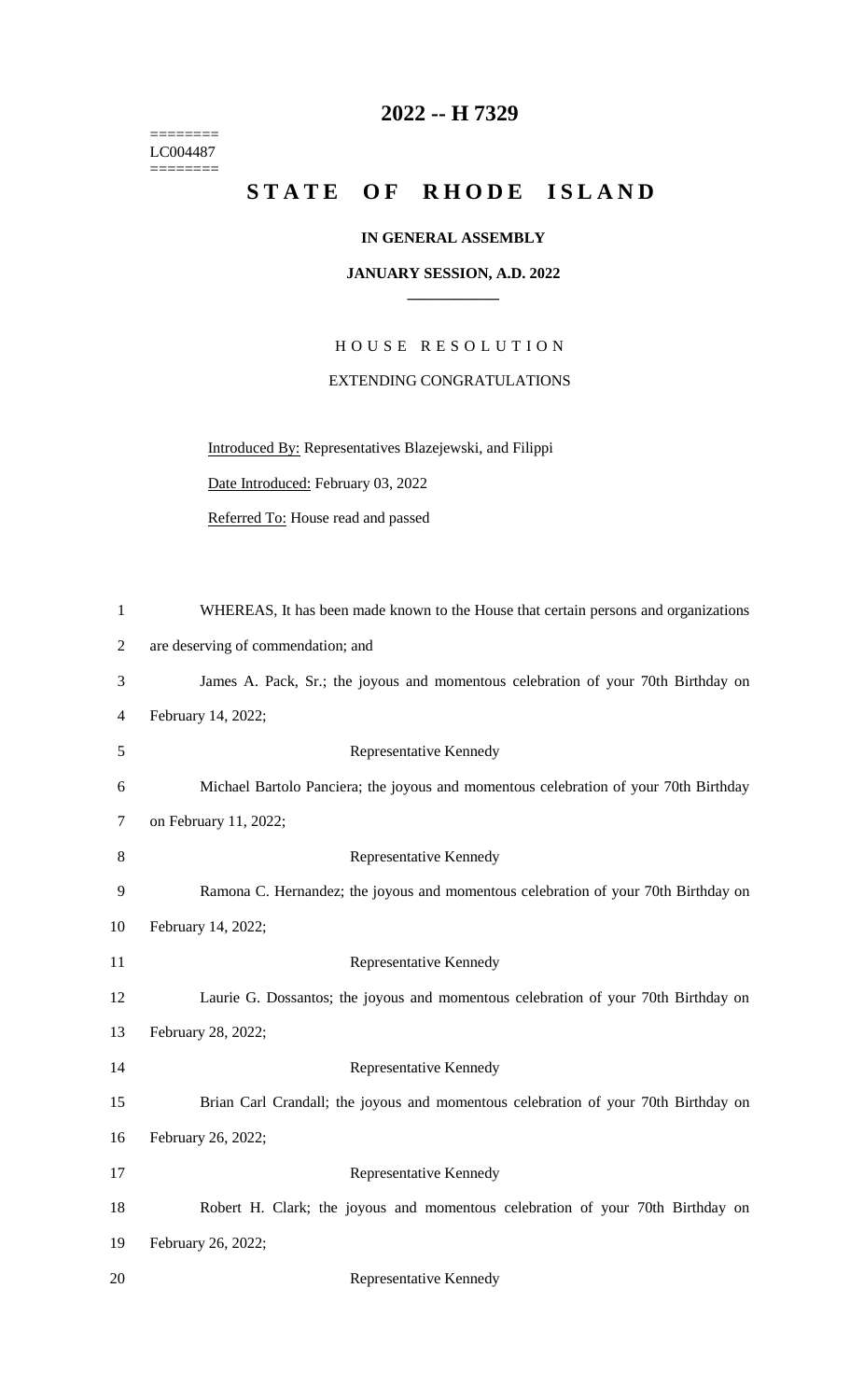# 2022 -- H 7329

========
LC004487
========

# STATE OF RHODE ISLAND

**IN GENERAL ASSEMBLY**

**JANUARY SESSION, A.D. 2022**

---

HOUSE RESOLUTION

EXTENDING CONGRATULATIONS

Introduced By: Representatives Blazejewski, and Filippi

Date Introduced: February 03, 2022

Referred To: House read and passed

WHEREAS, It has been made known to the House that certain persons and organizations are deserving of commendation; and

James A. Pack, Sr.; the joyous and momentous celebration of your 70th Birthday on February 14, 2022;

Representative Kennedy

Michael Bartolo Panciera; the joyous and momentous celebration of your 70th Birthday on February 11, 2022;

Representative Kennedy

Ramona C. Hernandez; the joyous and momentous celebration of your 70th Birthday on February 14, 2022;

Representative Kennedy

Laurie G. Dossantos; the joyous and momentous celebration of your 70th Birthday on February 28, 2022;

Representative Kennedy

Brian Carl Crandall; the joyous and momentous celebration of your 70th Birthday on February 26, 2022;

Representative Kennedy

Robert H. Clark; the joyous and momentous celebration of your 70th Birthday on February 26, 2022;

Representative Kennedy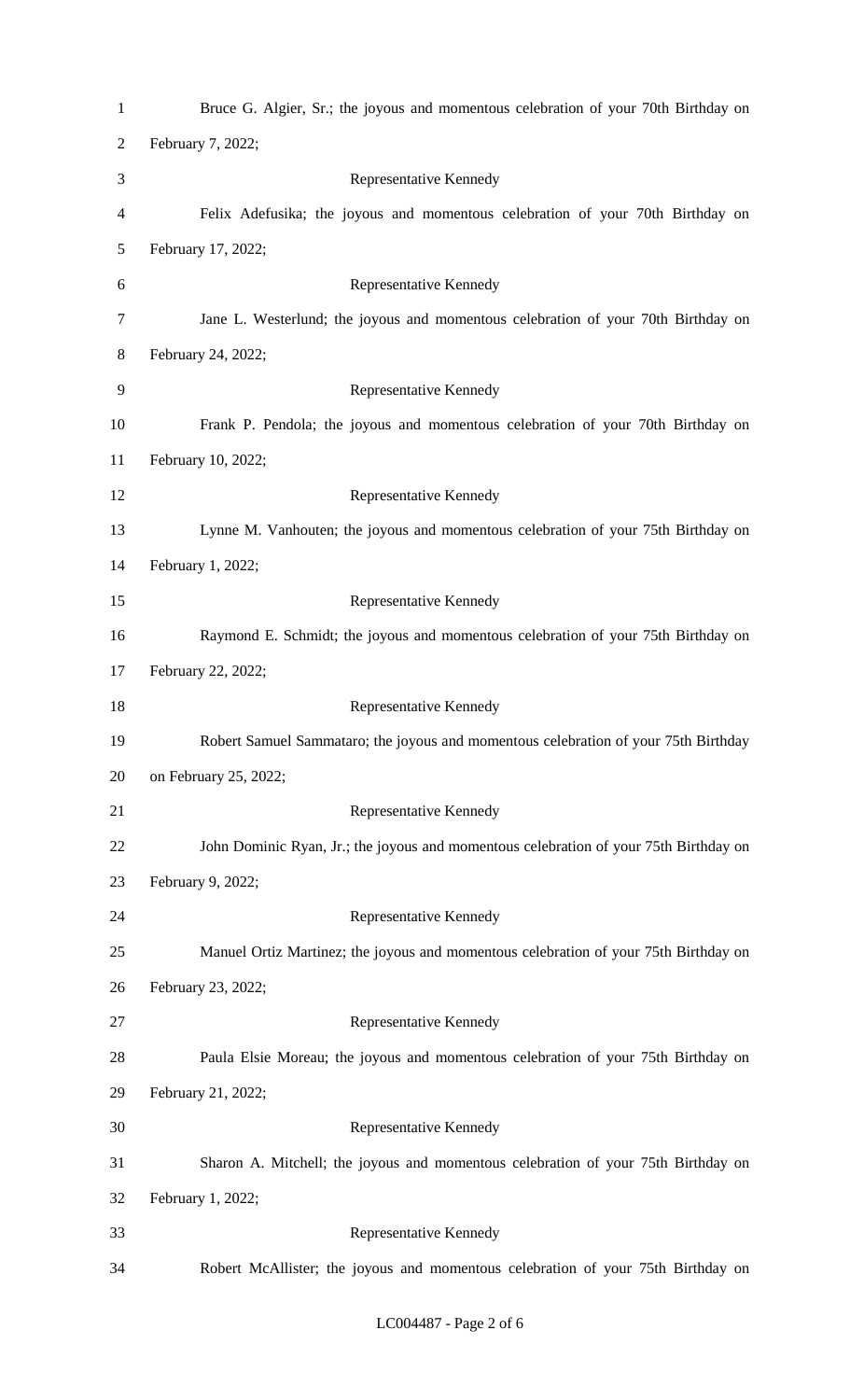Bruce G. Algier, Sr.; the joyous and momentous celebration of your 70th Birthday on February 7, 2022;

Representative Kennedy

Felix Adefusika; the joyous and momentous celebration of your 70th Birthday on February 17, 2022;

Representative Kennedy

Jane L. Westerlund; the joyous and momentous celebration of your 70th Birthday on February 24, 2022;

Representative Kennedy

Frank P. Pendola; the joyous and momentous celebration of your 70th Birthday on February 10, 2022;

Representative Kennedy

Lynne M. Vanhouten; the joyous and momentous celebration of your 75th Birthday on February 1, 2022;

Representative Kennedy

Raymond E. Schmidt; the joyous and momentous celebration of your 75th Birthday on February 22, 2022;

Representative Kennedy

Robert Samuel Sammataro; the joyous and momentous celebration of your 75th Birthday on February 25, 2022;

Representative Kennedy

John Dominic Ryan, Jr.; the joyous and momentous celebration of your 75th Birthday on February 9, 2022;

Representative Kennedy

Manuel Ortiz Martinez; the joyous and momentous celebration of your 75th Birthday on February 23, 2022;

Representative Kennedy

Paula Elsie Moreau; the joyous and momentous celebration of your 75th Birthday on February 21, 2022;

Representative Kennedy

Sharon A. Mitchell; the joyous and momentous celebration of your 75th Birthday on February 1, 2022;

Representative Kennedy

Robert McAllister; the joyous and momentous celebration of your 75th Birthday on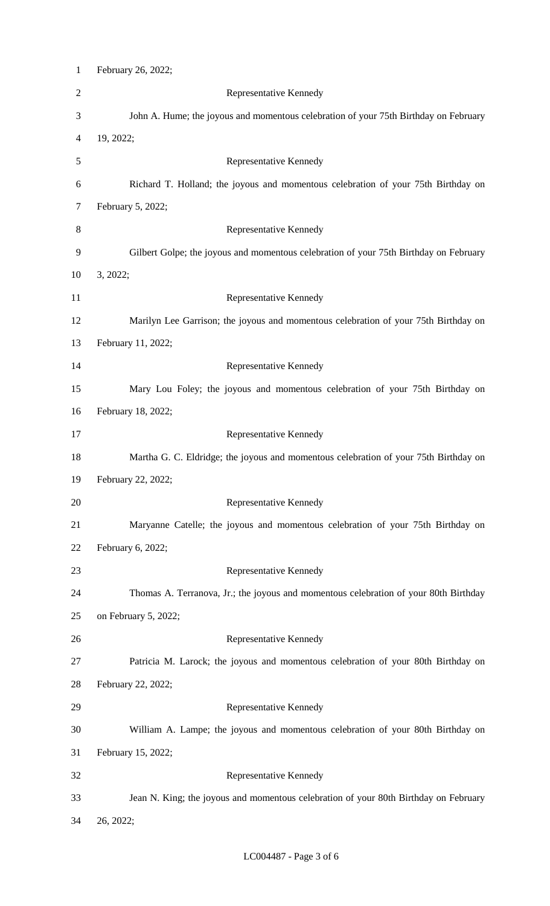February 26, 2022;

Representative Kennedy

John A. Hume; the joyous and momentous celebration of your 75th Birthday on February 19, 2022;

Representative Kennedy

Richard T. Holland; the joyous and momentous celebration of your 75th Birthday on February 5, 2022;

Representative Kennedy

Gilbert Golpe; the joyous and momentous celebration of your 75th Birthday on February 3, 2022;

Representative Kennedy

Marilyn Lee Garrison; the joyous and momentous celebration of your 75th Birthday on February 11, 2022;

Representative Kennedy

Mary Lou Foley; the joyous and momentous celebration of your 75th Birthday on February 18, 2022;

Representative Kennedy

Martha G. C. Eldridge; the joyous and momentous celebration of your 75th Birthday on February 22, 2022;

Representative Kennedy

Maryanne Catelle; the joyous and momentous celebration of your 75th Birthday on February 6, 2022;

Representative Kennedy

Thomas A. Terranova, Jr.; the joyous and momentous celebration of your 80th Birthday on February 5, 2022;

Representative Kennedy

Patricia M. Larock; the joyous and momentous celebration of your 80th Birthday on February 22, 2022;

Representative Kennedy

William A. Lampe; the joyous and momentous celebration of your 80th Birthday on February 15, 2022;

Representative Kennedy

Jean N. King; the joyous and momentous celebration of your 80th Birthday on February 26, 2022;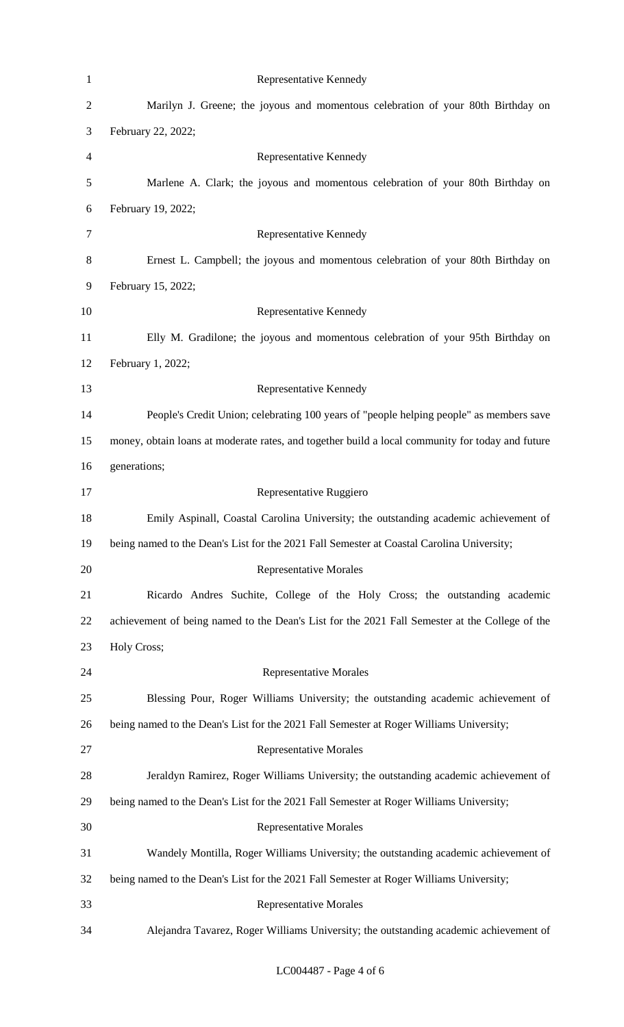Representative Kennedy

Marilyn J. Greene; the joyous and momentous celebration of your 80th Birthday on February 22, 2022;

Representative Kennedy

Marlene A. Clark; the joyous and momentous celebration of your 80th Birthday on February 19, 2022;

Representative Kennedy

Ernest L. Campbell; the joyous and momentous celebration of your 80th Birthday on February 15, 2022;

Representative Kennedy

Elly M. Gradilone; the joyous and momentous celebration of your 95th Birthday on February 1, 2022;

Representative Kennedy

People's Credit Union; celebrating 100 years of "people helping people" as members save money, obtain loans at moderate rates, and together build a local community for today and future generations;

Representative Ruggiero

Emily Aspinall, Coastal Carolina University; the outstanding academic achievement of being named to the Dean's List for the 2021 Fall Semester at Coastal Carolina University;

Representative Morales

Ricardo Andres Suchite, College of the Holy Cross; the outstanding academic achievement of being named to the Dean's List for the 2021 Fall Semester at the College of the Holy Cross;

Representative Morales

Blessing Pour, Roger Williams University; the outstanding academic achievement of being named to the Dean's List for the 2021 Fall Semester at Roger Williams University;

Representative Morales

Jeraldyn Ramirez, Roger Williams University; the outstanding academic achievement of being named to the Dean's List for the 2021 Fall Semester at Roger Williams University;

Representative Morales

Wandely Montilla, Roger Williams University; the outstanding academic achievement of being named to the Dean's List for the 2021 Fall Semester at Roger Williams University;

Representative Morales

Alejandra Tavarez, Roger Williams University; the outstanding academic achievement of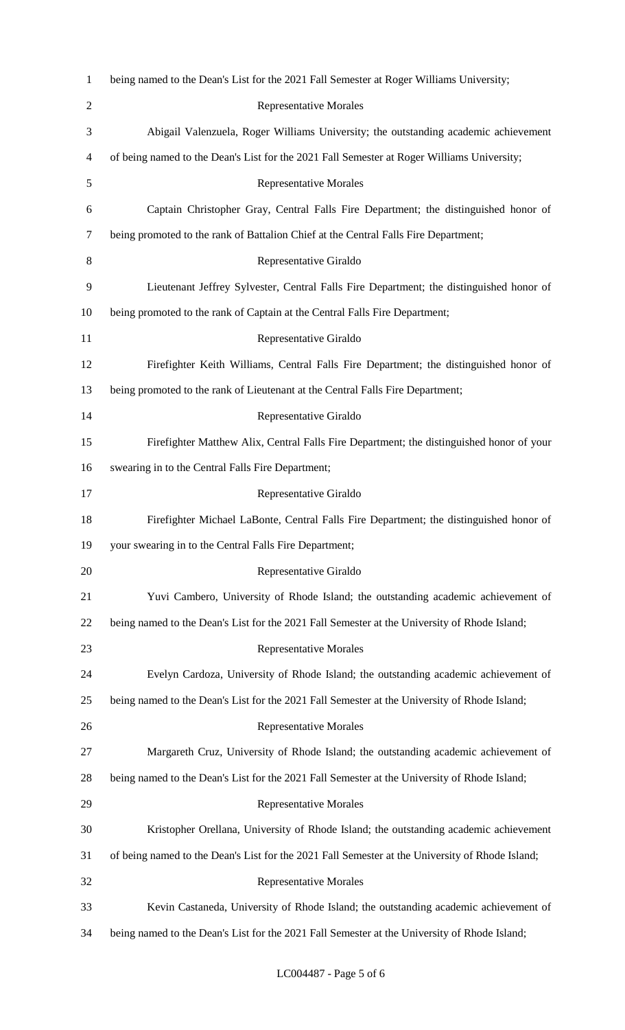being named to the Dean's List for the 2021 Fall Semester at Roger Williams University;

Representative Morales

Abigail Valenzuela, Roger Williams University; the outstanding academic achievement of being named to the Dean's List for the 2021 Fall Semester at Roger Williams University;

Representative Morales

Captain Christopher Gray, Central Falls Fire Department; the distinguished honor of being promoted to the rank of Battalion Chief at the Central Falls Fire Department;

Representative Giraldo

Lieutenant Jeffrey Sylvester, Central Falls Fire Department; the distinguished honor of being promoted to the rank of Captain at the Central Falls Fire Department;

Representative Giraldo

Firefighter Keith Williams, Central Falls Fire Department; the distinguished honor of being promoted to the rank of Lieutenant at the Central Falls Fire Department;

Representative Giraldo

Firefighter Matthew Alix, Central Falls Fire Department; the distinguished honor of your swearing in to the Central Falls Fire Department;

Representative Giraldo

Firefighter Michael LaBonte, Central Falls Fire Department; the distinguished honor of your swearing in to the Central Falls Fire Department;

Representative Giraldo

Yuvi Cambero, University of Rhode Island; the outstanding academic achievement of being named to the Dean's List for the 2021 Fall Semester at the University of Rhode Island;

Representative Morales

Evelyn Cardoza, University of Rhode Island; the outstanding academic achievement of being named to the Dean's List for the 2021 Fall Semester at the University of Rhode Island;

Representative Morales

Margareth Cruz, University of Rhode Island; the outstanding academic achievement of being named to the Dean's List for the 2021 Fall Semester at the University of Rhode Island;

Representative Morales

Kristopher Orellana, University of Rhode Island; the outstanding academic achievement of being named to the Dean's List for the 2021 Fall Semester at the University of Rhode Island;

Representative Morales

Kevin Castaneda, University of Rhode Island; the outstanding academic achievement of being named to the Dean's List for the 2021 Fall Semester at the University of Rhode Island;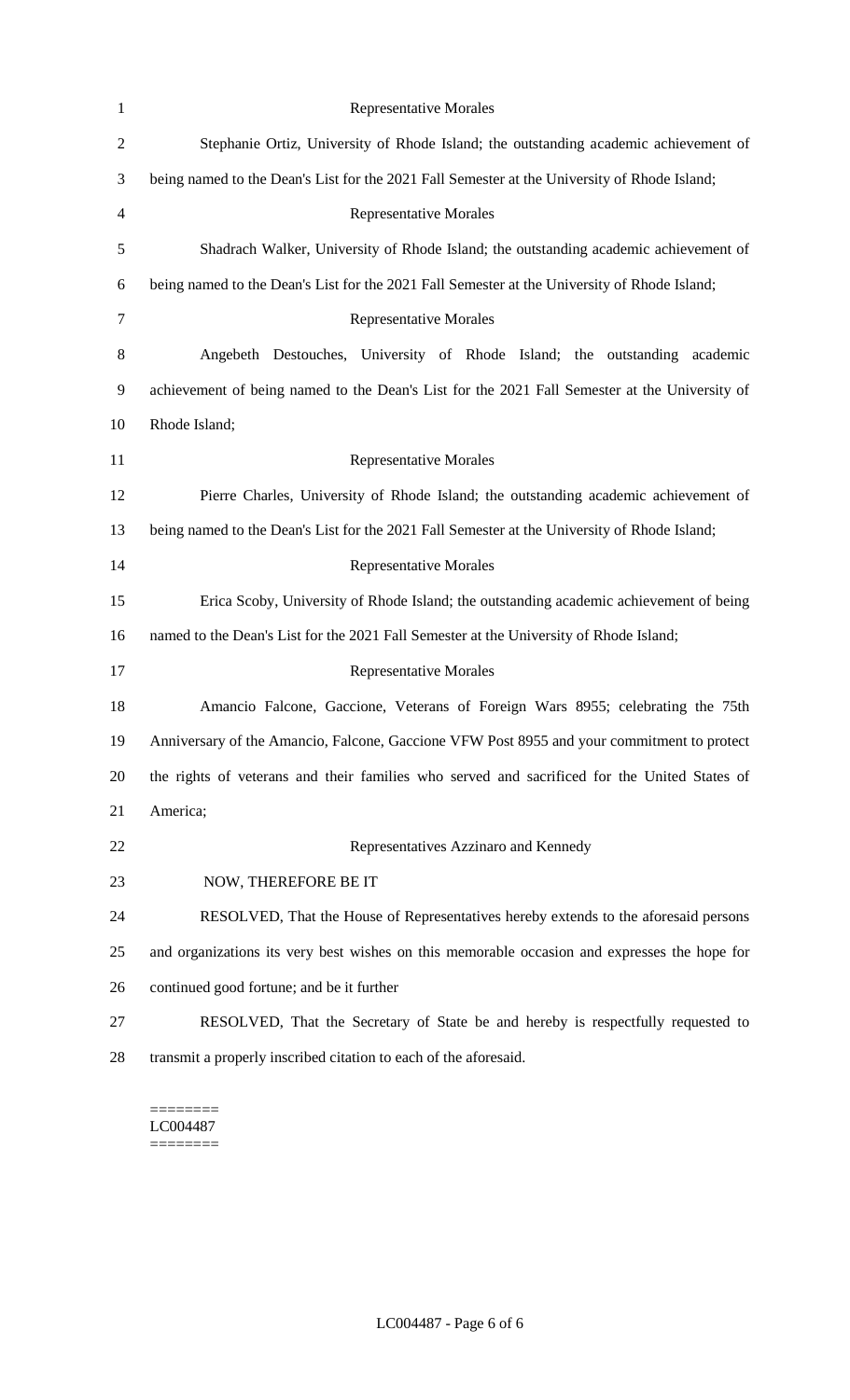Representative Morales

Stephanie Ortiz, University of Rhode Island; the outstanding academic achievement of being named to the Dean's List for the 2021 Fall Semester at the University of Rhode Island;

Representative Morales

Shadrach Walker, University of Rhode Island; the outstanding academic achievement of being named to the Dean's List for the 2021 Fall Semester at the University of Rhode Island;

Representative Morales

Angebeth Destouches, University of Rhode Island; the outstanding academic achievement of being named to the Dean's List for the 2021 Fall Semester at the University of Rhode Island;

Representative Morales

Pierre Charles, University of Rhode Island; the outstanding academic achievement of being named to the Dean's List for the 2021 Fall Semester at the University of Rhode Island;

Representative Morales

Erica Scoby, University of Rhode Island; the outstanding academic achievement of being named to the Dean's List for the 2021 Fall Semester at the University of Rhode Island;

Representative Morales

Amancio Falcone, Gaccione, Veterans of Foreign Wars 8955; celebrating the 75th Anniversary of the Amancio, Falcone, Gaccione VFW Post 8955 and your commitment to protect the rights of veterans and their families who served and sacrificed for the United States of America;

Representatives Azzinaro and Kennedy

NOW, THEREFORE BE IT

RESOLVED, That the House of Representatives hereby extends to the aforesaid persons and organizations its very best wishes on this memorable occasion and expresses the hope for continued good fortune; and be it further

RESOLVED, That the Secretary of State be and hereby is respectfully requested to transmit a properly inscribed citation to each of the aforesaid.

========
LC004487
========